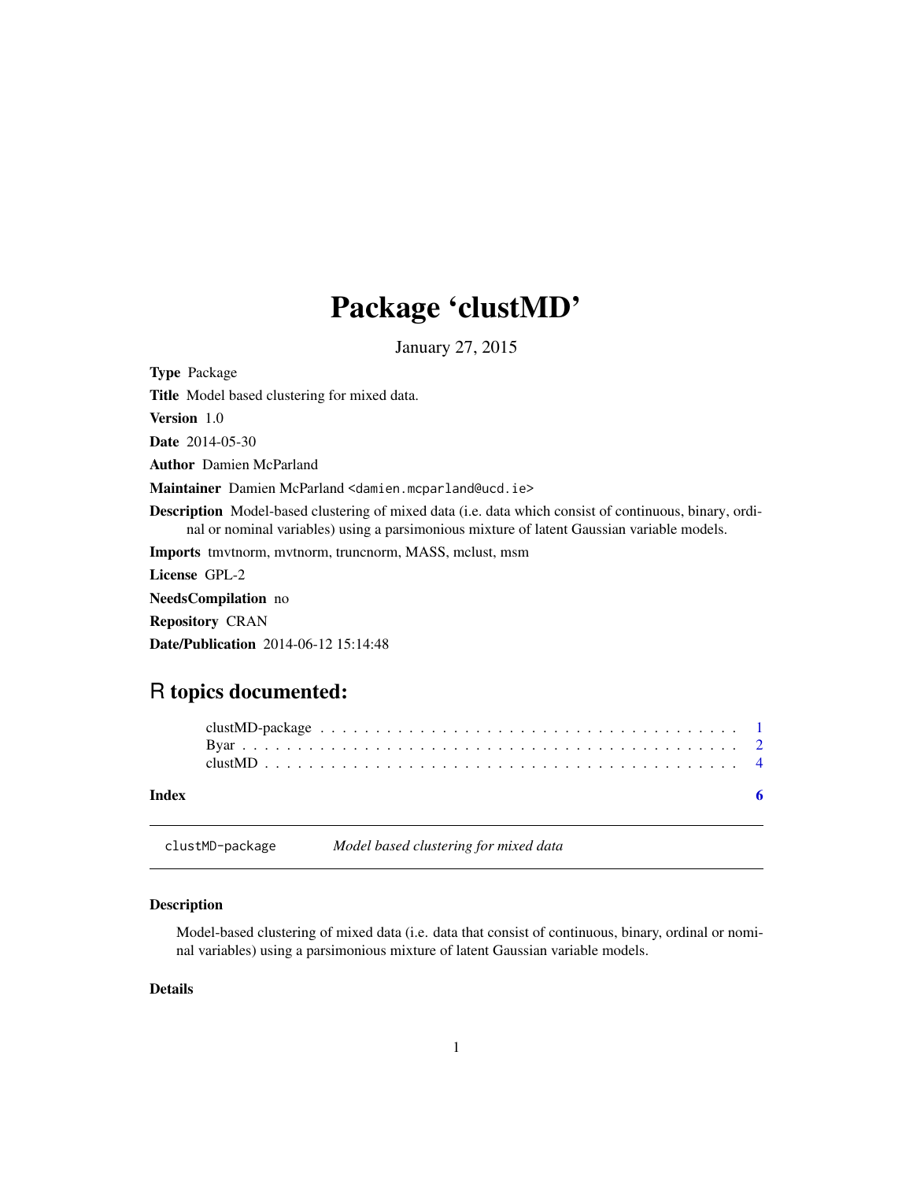# Package 'clustMD'

January 27, 2015

**Type** Package

**Title** Model based clustering for mixed data.

**Version** 1.0

**Date** 2014-05-30

**Author** Damien McParland

**Maintainer** Damien McParland <damien.mcparland@ucd.ie>

**Description** Model-based clustering of mixed data (i.e. data which consist of continuous, binary, ordinal or nominal variables) using a parsimonious mixture of latent Gaussian variable models.

**Imports** tmvtnorm, mvtnorm, truncnorm, MASS, mclust, msm

**License** GPL-2

**NeedsCompilation** no

**Repository** CRAN

**Date/Publication** 2014-06-12 15:14:48

## R topics documented:

| | |
|---|---|
| clustMD-package | 1 |
| Byar | 2 |
| clustMD | 4 |
| **Index** | **6** |

---

clustMD-package *Model based clustering for mixed data*

---

### Description

Model-based clustering of mixed data (i.e. data that consist of continuous, binary, ordinal or nominal variables) using a parsimonious mixture of latent Gaussian variable models.

### Details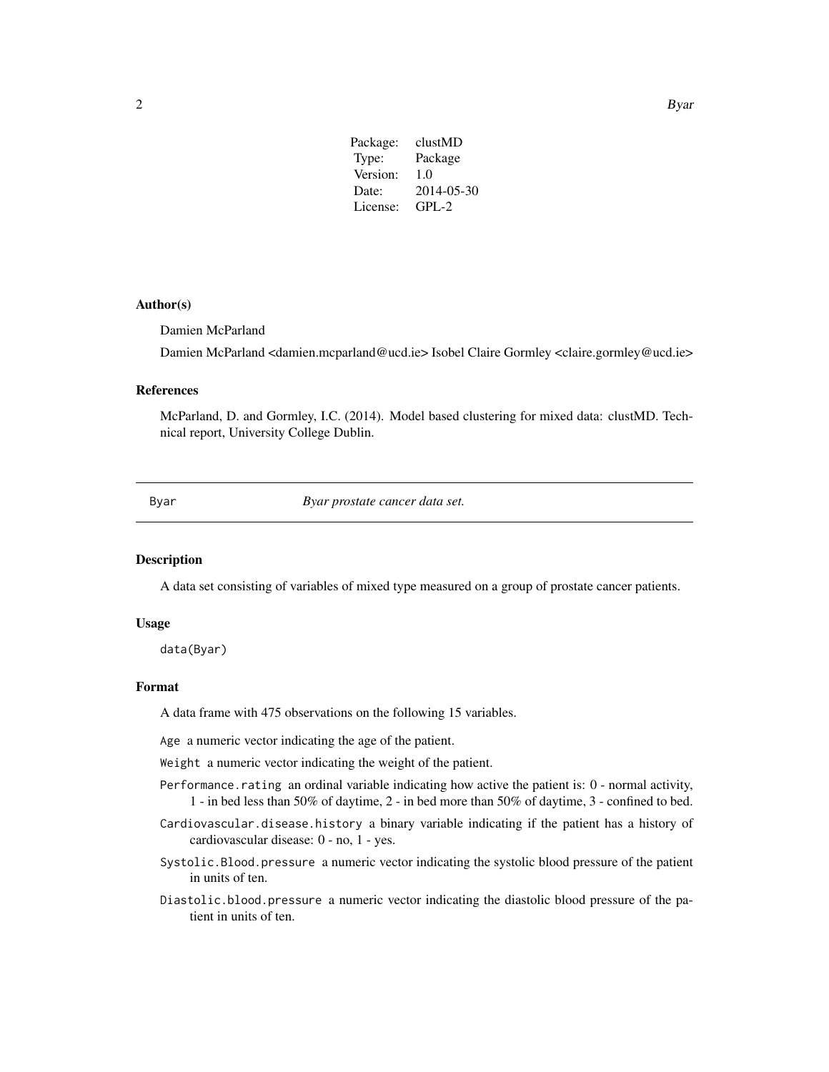| Package: | clustMD |
|---|---|
| Type: | Package |
| Version: | 1.0 |
| Date: | 2014-05-30 |
| License: | GPL-2 |

## Author(s)

Damien McParland

Damien McParland <damien.mcparland@ucd.ie> Isobel Claire Gormley <claire.gormley@ucd.ie>

## References

McParland, D. and Gormley, I.C. (2014). Model based clustering for mixed data: clustMD. Technical report, University College Dublin.

---

`Byar` *Byar prostate cancer data set.*

---

## Description

A data set consisting of variables of mixed type measured on a group of prostate cancer patients.

## Usage

```
data(Byar)
```

## Format

A data frame with 475 observations on the following 15 variables.

- `Age` a numeric vector indicating the age of the patient.
- `Weight` a numeric vector indicating the weight of the patient.
- `Performance.rating` an ordinal variable indicating how active the patient is: 0 - normal activity, 1 - in bed less than 50% of daytime, 2 - in bed more than 50% of daytime, 3 - confined to bed.
- `Cardiovascular.disease.history` a binary variable indicating if the patient has a history of cardiovascular disease: 0 - no, 1 - yes.
- `Systolic.Blood.pressure` a numeric vector indicating the systolic blood pressure of the patient in units of ten.
- `Diastolic.blood.pressure` a numeric vector indicating the diastolic blood pressure of the patient in units of ten.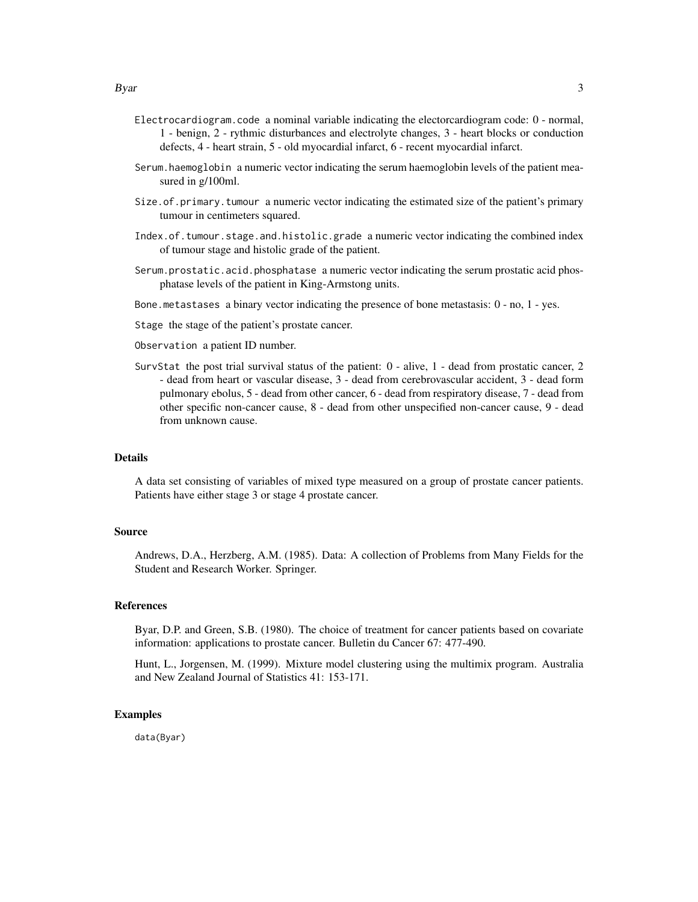`Electrocardiogram.code` a nominal variable indicating the electorcardiogram code: 0 - normal, 1 - benign, 2 - rythmic disturbances and electrolyte changes, 3 - heart blocks or conduction defects, 4 - heart strain, 5 - old myocardial infarct, 6 - recent myocardial infarct.

`Serum.haemoglobin` a numeric vector indicating the serum haemoglobin levels of the patient measured in g/100ml.

`Size.of.primary.tumour` a numeric vector indicating the estimated size of the patient's primary tumour in centimeters squared.

`Index.of.tumour.stage.and.histolic.grade` a numeric vector indicating the combined index of tumour stage and histolic grade of the patient.

`Serum.prostatic.acid.phosphatase` a numeric vector indicating the serum prostatic acid phosphatase levels of the patient in King-Armstong units.

`Bone.metastases` a binary vector indicating the presence of bone metastasis: 0 - no, 1 - yes.

`Stage` the stage of the patient's prostate cancer.

`Observation` a patient ID number.

`SurvStat` the post trial survival status of the patient: 0 - alive, 1 - dead from prostatic cancer, 2 - dead from heart or vascular disease, 3 - dead from cerebrovascular accident, 3 - dead form pulmonary ebolus, 5 - dead from other cancer, 6 - dead from respiratory disease, 7 - dead from other specific non-cancer cause, 8 - dead from other unspecified non-cancer cause, 9 - dead from unknown cause.

## Details

A data set consisting of variables of mixed type measured on a group of prostate cancer patients. Patients have either stage 3 or stage 4 prostate cancer.

## Source

Andrews, D.A., Herzberg, A.M. (1985). Data: A collection of Problems from Many Fields for the Student and Research Worker. Springer.

## References

Byar, D.P. and Green, S.B. (1980). The choice of treatment for cancer patients based on covariate information: applications to prostate cancer. Bulletin du Cancer 67: 477-490.

Hunt, L., Jorgensen, M. (1999). Mixture model clustering using the multimix program. Australia and New Zealand Journal of Statistics 41: 153-171.

## Examples

```
data(Byar)
```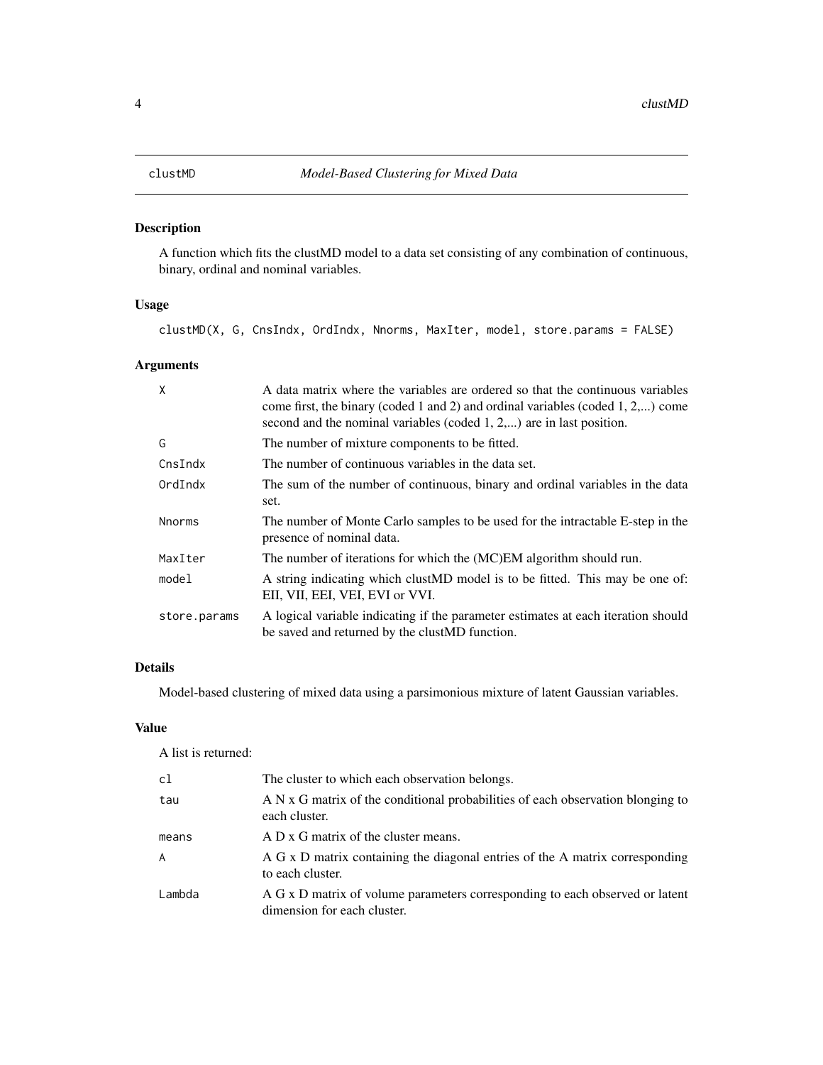# clustMD — *Model-Based Clustering for Mixed Data*

## Description

A function which fits the clustMD model to a data set consisting of any combination of continuous, binary, ordinal and nominal variables.

## Usage

```
clustMD(X, G, CnsIndx, OrdIndx, Nnorms, MaxIter, model, store.params = FALSE)
```

## Arguments

| Argument | Description |
|---|---|
| X | A data matrix where the variables are ordered so that the continuous variables come first, the binary (coded 1 and 2) and ordinal variables (coded 1, 2,...) come second and the nominal variables (coded 1, 2,...) are in last position. |
| G | The number of mixture components to be fitted. |
| CnsIndx | The number of continuous variables in the data set. |
| OrdIndx | The sum of the number of continuous, binary and ordinal variables in the data set. |
| Nnorms | The number of Monte Carlo samples to be used for the intractable E-step in the presence of nominal data. |
| MaxIter | The number of iterations for which the (MC)EM algorithm should run. |
| model | A string indicating which clustMD model is to be fitted. This may be one of: EII, VII, EEI, VEI, EVI or VVI. |
| store.params | A logical variable indicating if the parameter estimates at each iteration should be saved and returned by the clustMD function. |

## Details

Model-based clustering of mixed data using a parsimonious mixture of latent Gaussian variables.

## Value

A list is returned:

| Name | Description |
|---|---|
| cl | The cluster to which each observation belongs. |
| tau | A N x G matrix of the conditional probabilities of each observation blonging to each cluster. |
| means | A D x G matrix of the cluster means. |
| A | A G x D matrix containing the diagonal entries of the A matrix corresponding to each cluster. |
| Lambda | A G x D matrix of volume parameters corresponding to each observed or latent dimension for each cluster. |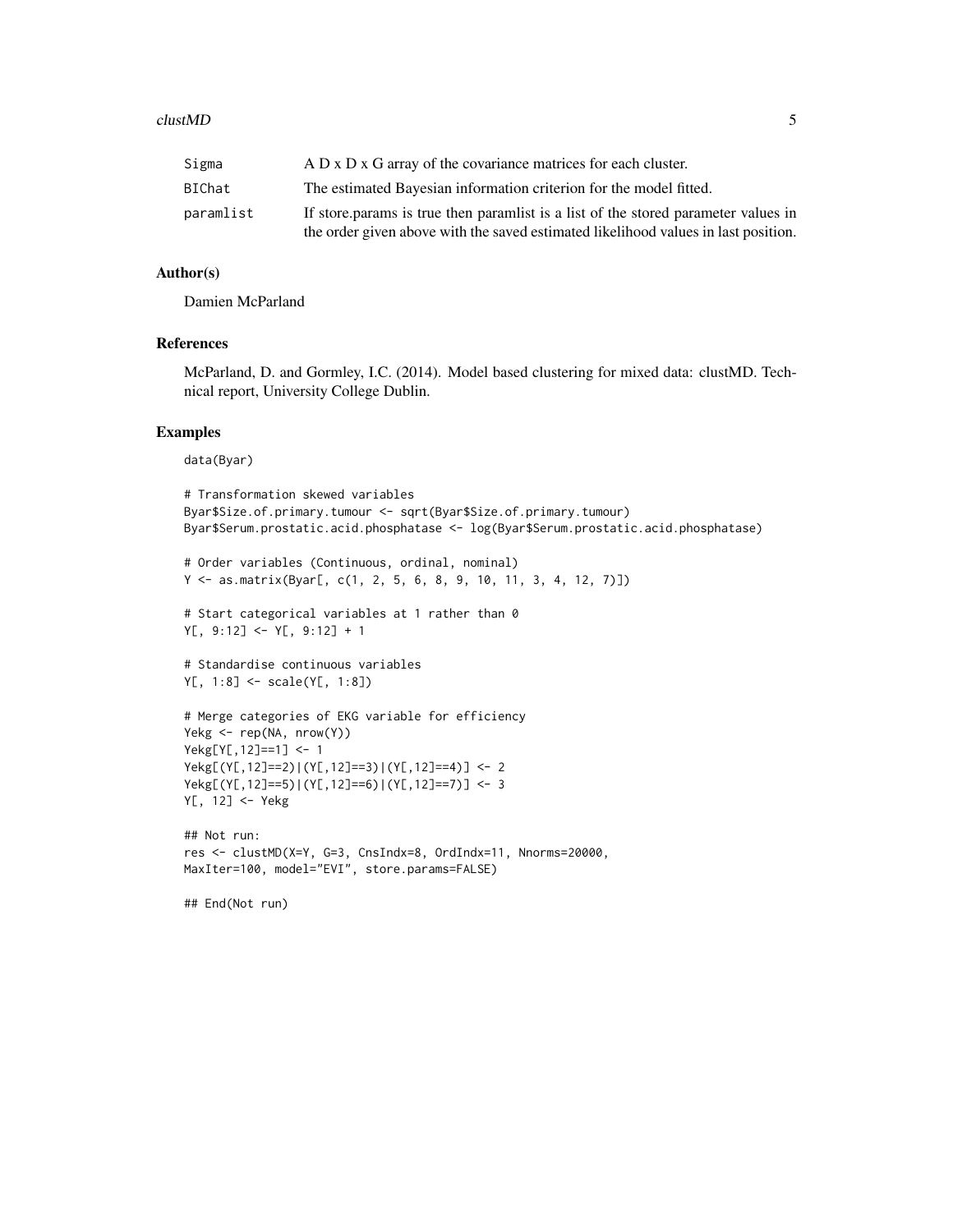| | |
|---|---|
| Sigma | A D x D x G array of the covariance matrices for each cluster. |
| BIChat | The estimated Bayesian information criterion for the model fitted. |
| paramlist | If store.params is true then paramlist is a list of the stored parameter values in the order given above with the saved estimated likelihood values in last position. |

## Author(s)

Damien McParland

## References

McParland, D. and Gormley, I.C. (2014). Model based clustering for mixed data: clustMD. Technical report, University College Dublin.

## Examples

```
data(Byar)

# Transformation skewed variables
Byar$Size.of.primary.tumour <- sqrt(Byar$Size.of.primary.tumour)
Byar$Serum.prostatic.acid.phosphatase <- log(Byar$Serum.prostatic.acid.phosphatase)

# Order variables (Continuous, ordinal, nominal)
Y <- as.matrix(Byar[, c(1, 2, 5, 6, 8, 9, 10, 11, 3, 4, 12, 7)])

# Start categorical variables at 1 rather than 0
Y[, 9:12] <- Y[, 9:12] + 1

# Standardise continuous variables
Y[, 1:8] <- scale(Y[, 1:8])

# Merge categories of EKG variable for efficiency
Yekg <- rep(NA, nrow(Y))
Yekg[Y[,12]==1] <- 1
Yekg[(Y[,12]==2)|(Y[,12]==3)|(Y[,12]==4)] <- 2
Yekg[(Y[,12]==5)|(Y[,12]==6)|(Y[,12]==7)] <- 3
Y[, 12] <- Yekg

## Not run:
res <- clustMD(X=Y, G=3, CnsIndx=8, OrdIndx=11, Nnorms=20000,
MaxIter=100, model="EVI", store.params=FALSE)

## End(Not run)
```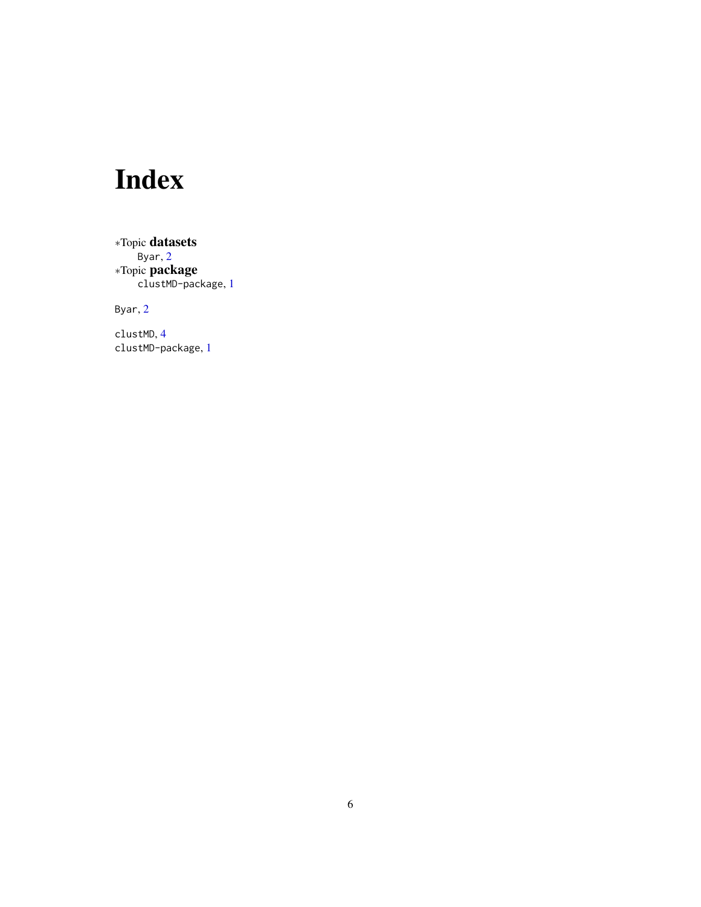# Index

*Topic **datasets**
    Byar, 2
*Topic **package**
    clustMD-package, 1

Byar, 2

clustMD, 4
clustMD-package, 1